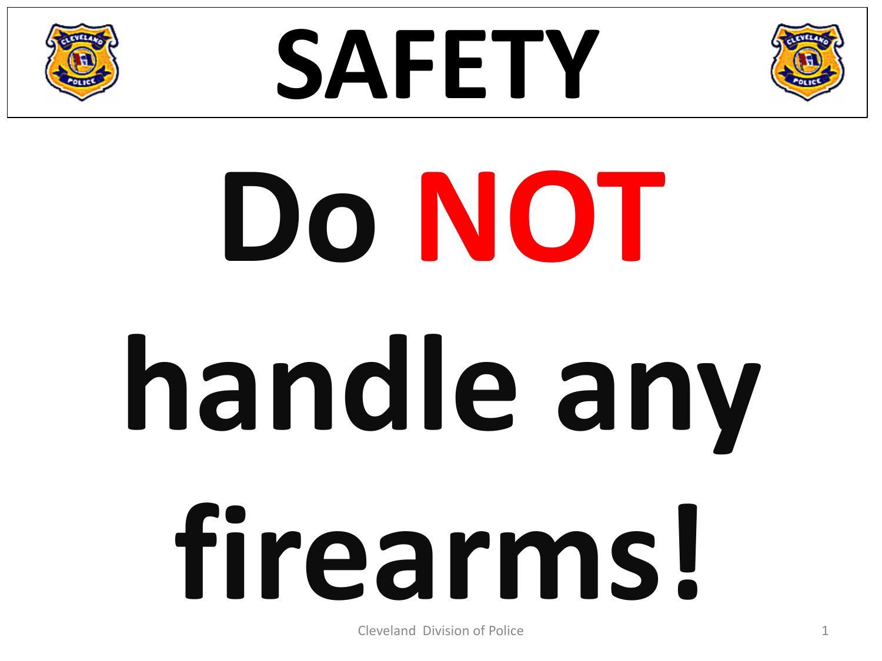# SAFETY

# Do **NOT** handle any firearms!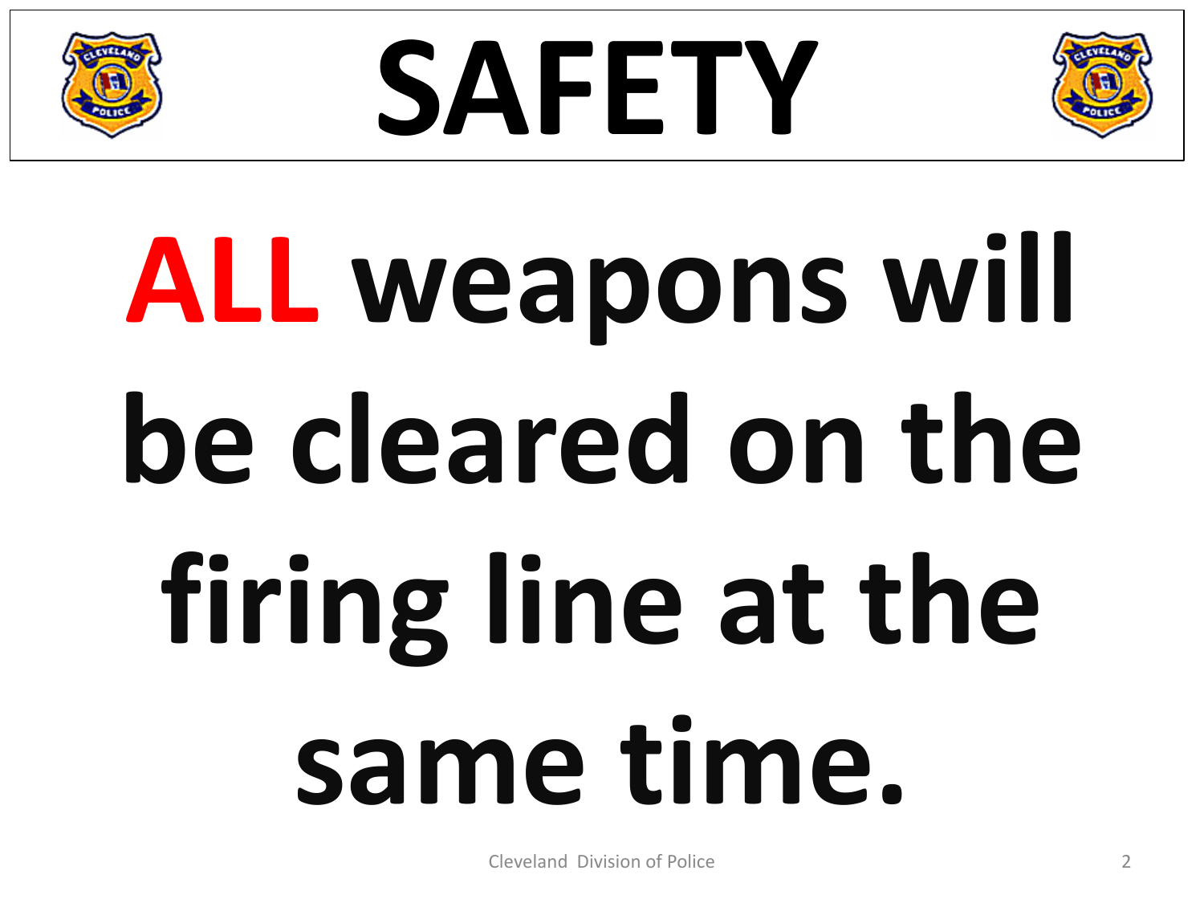# SAFETY

**ALL weapons will be cleared on the firing line at the same time.**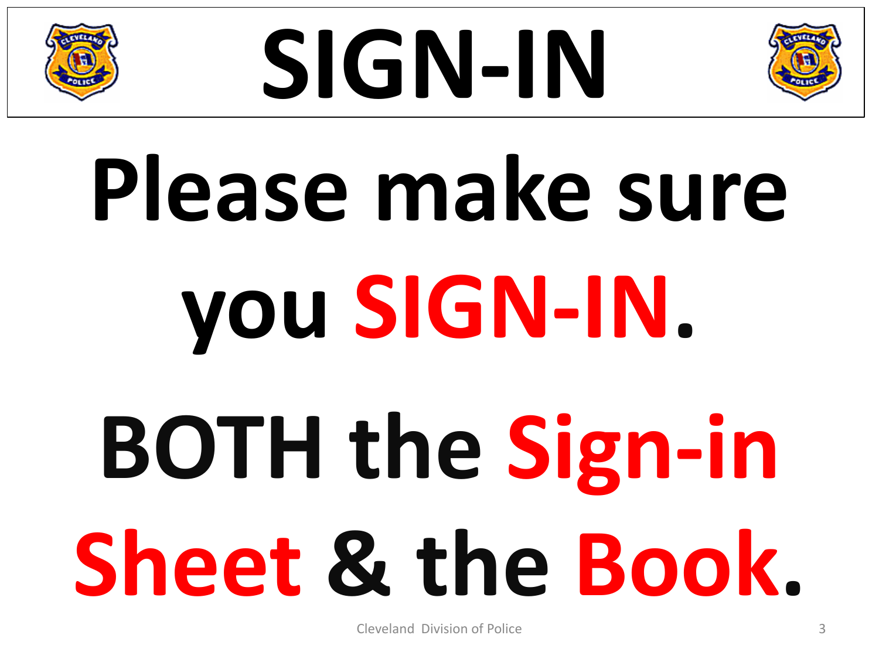# SIGN-IN

**Please make sure you SIGN-IN.**

**BOTH the Sign-in Sheet & the Book.**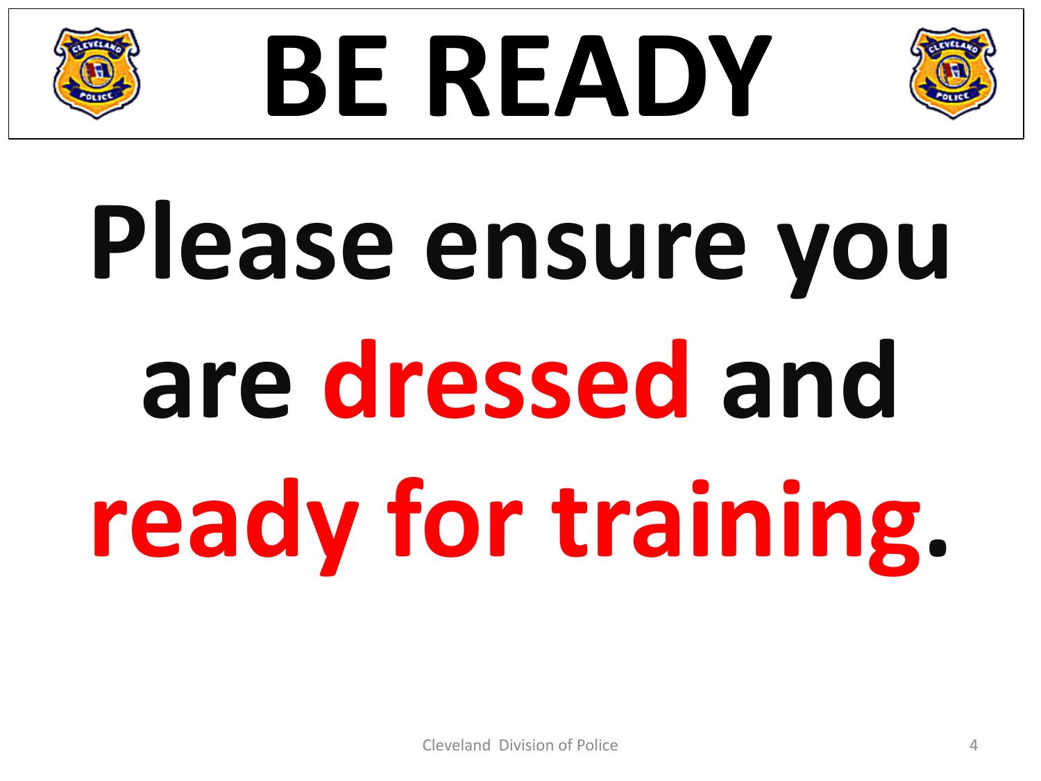# BE READY

**Please ensure you are dressed and ready for training.**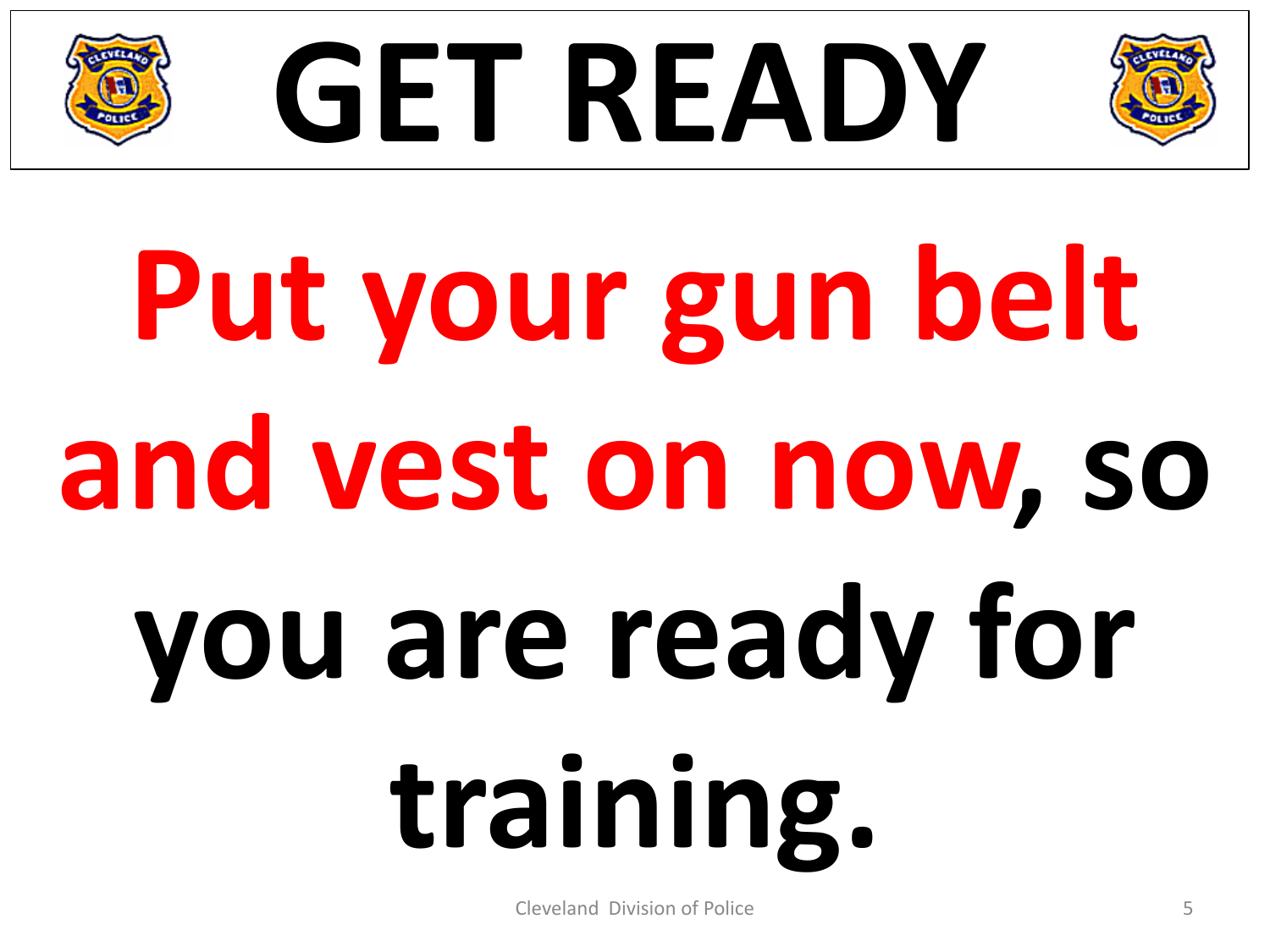# GET READY

**Put your gun belt and vest on now, so you are ready for training.**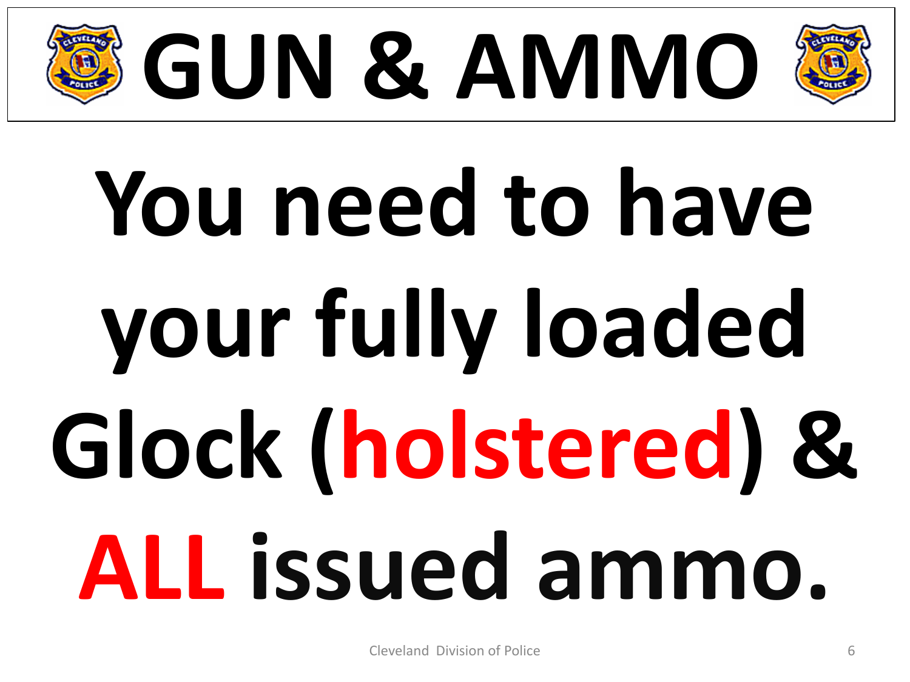# GUN & AMMO

**You need to have your fully loaded Glock (holstered) & ALL issued ammo.**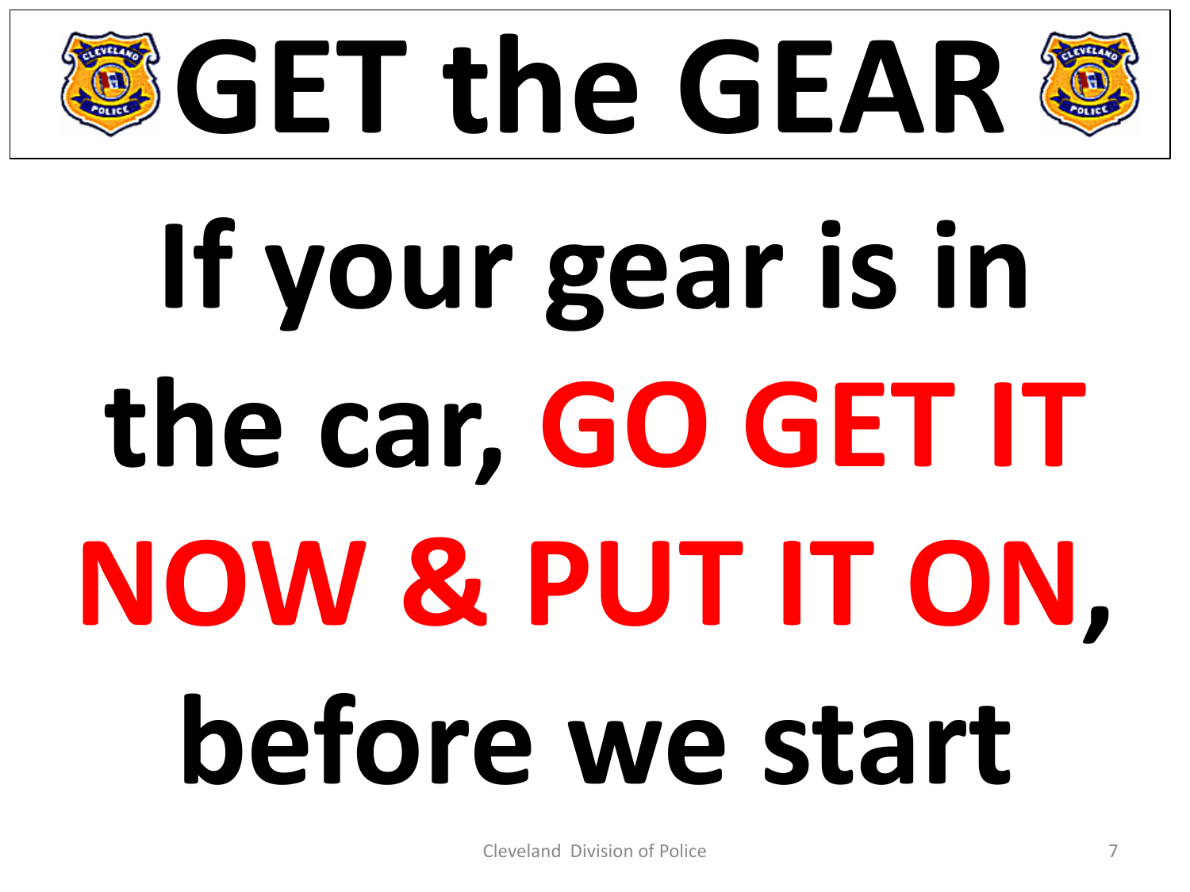# GET the GEAR

**If your gear is in the car, GO GET IT NOW & PUT IT ON, before we start**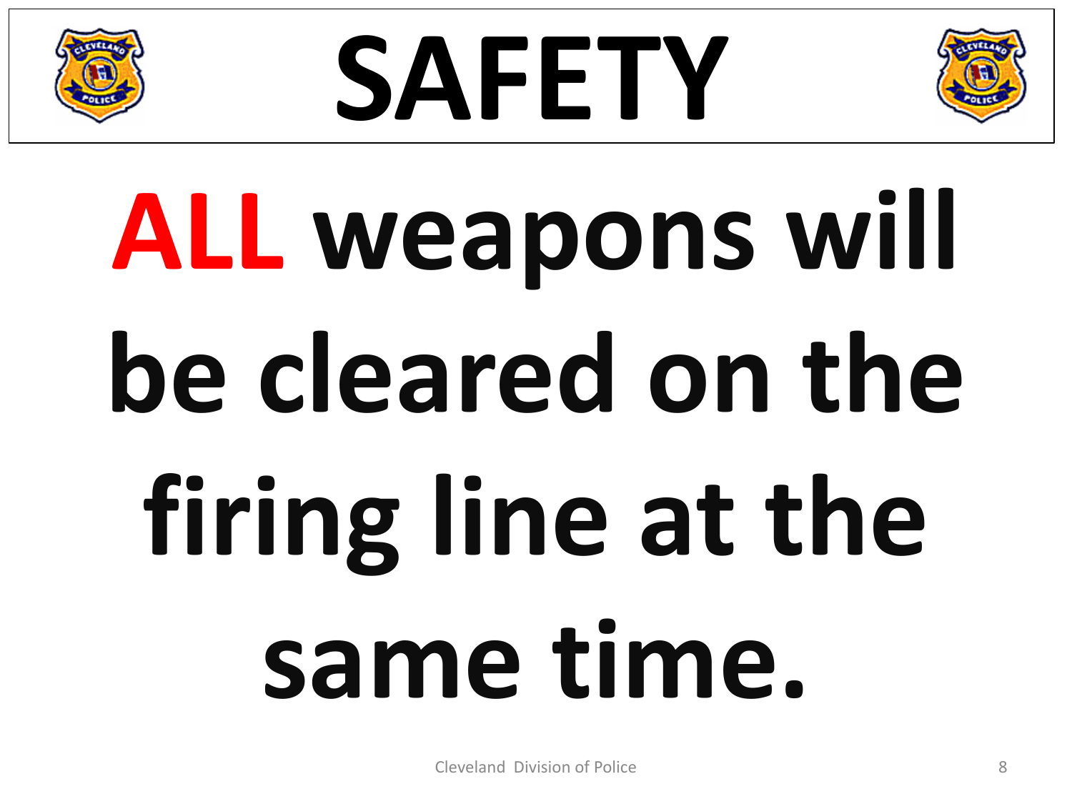# SAFETY

**ALL weapons will be cleared on the firing line at the same time.**

Cleveland Division of Police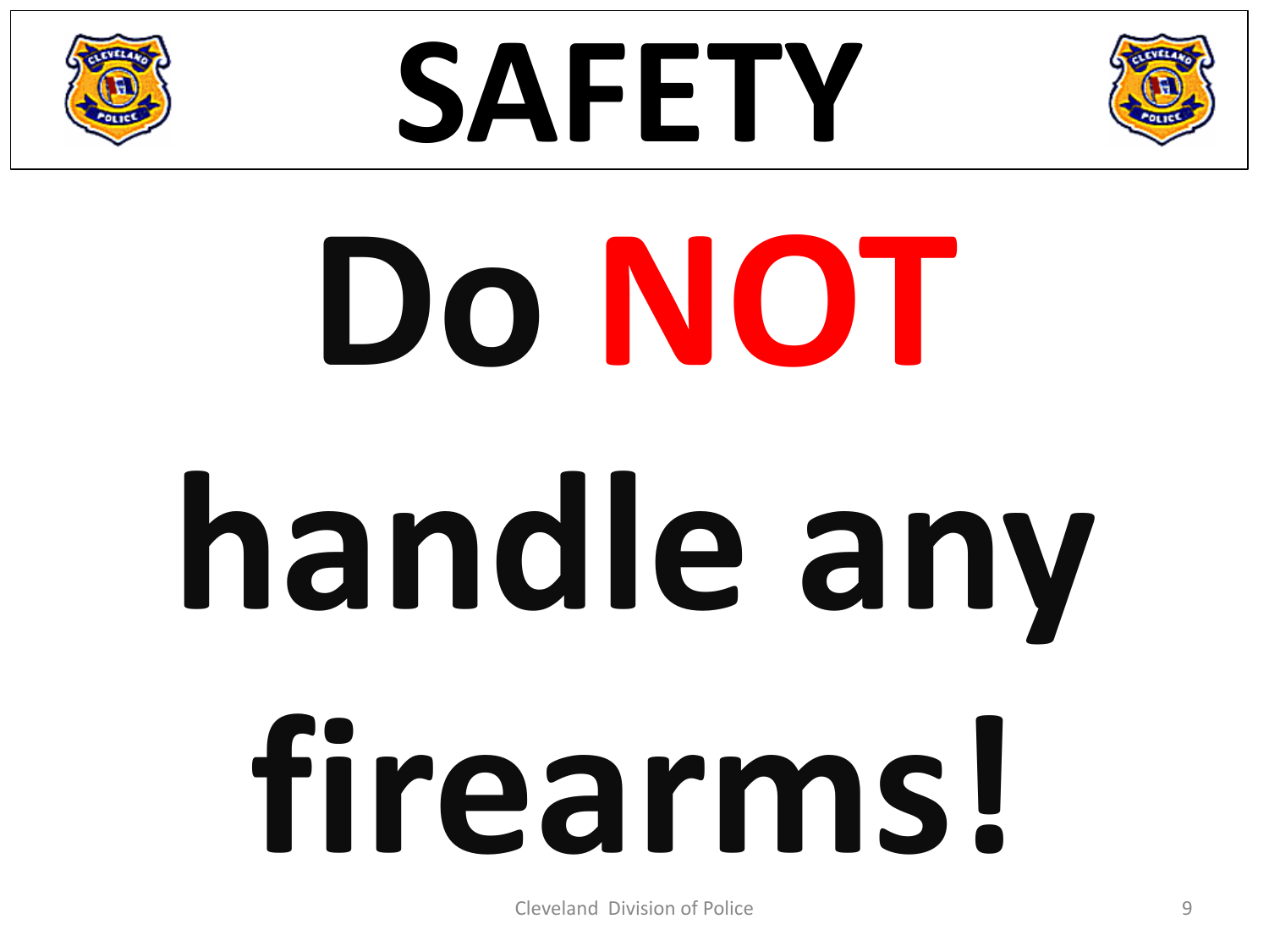# SAFETY

# Do **NOT** handle any firearms!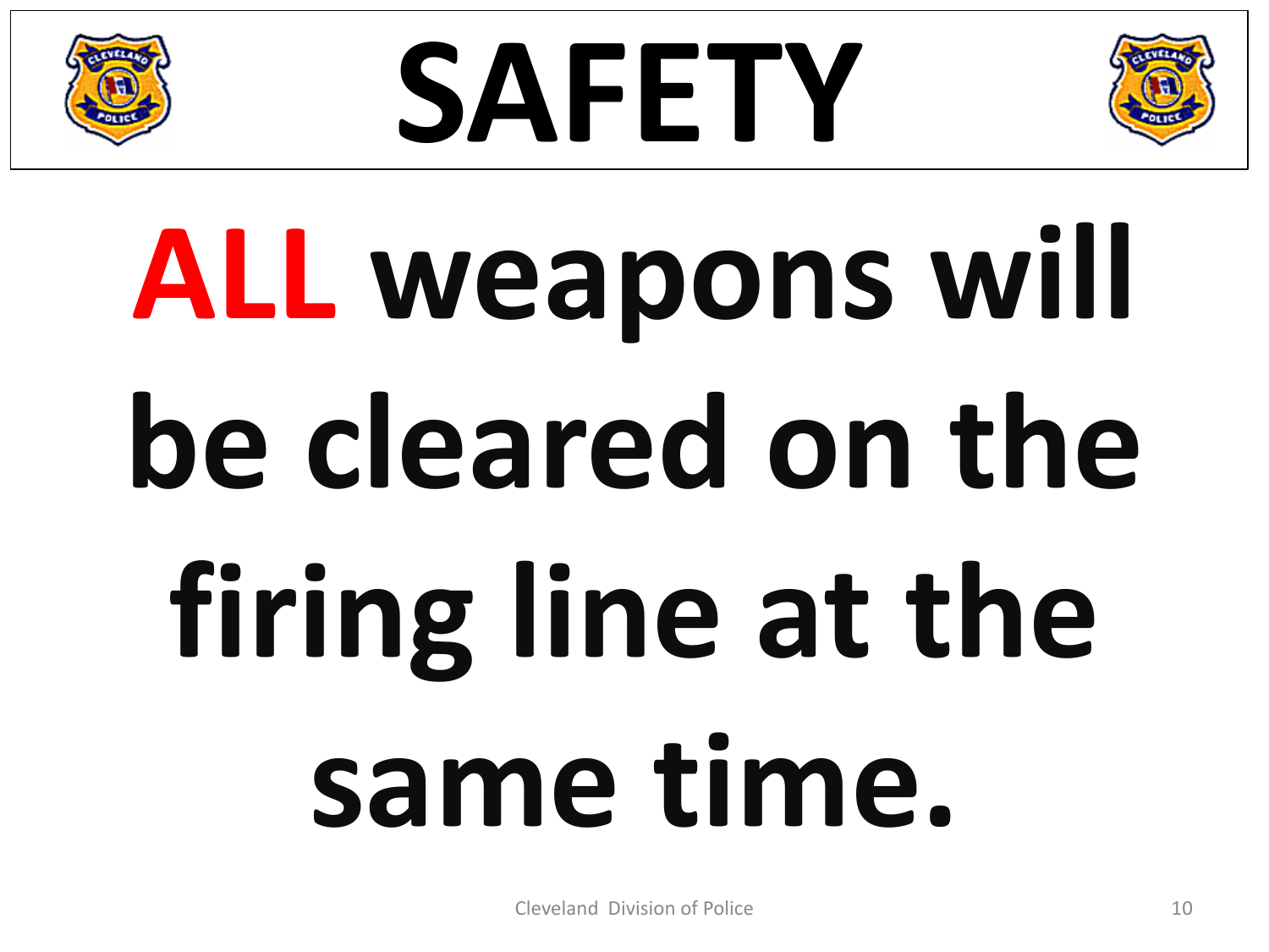# SAFETY

**ALL weapons will be cleared on the firing line at the same time.**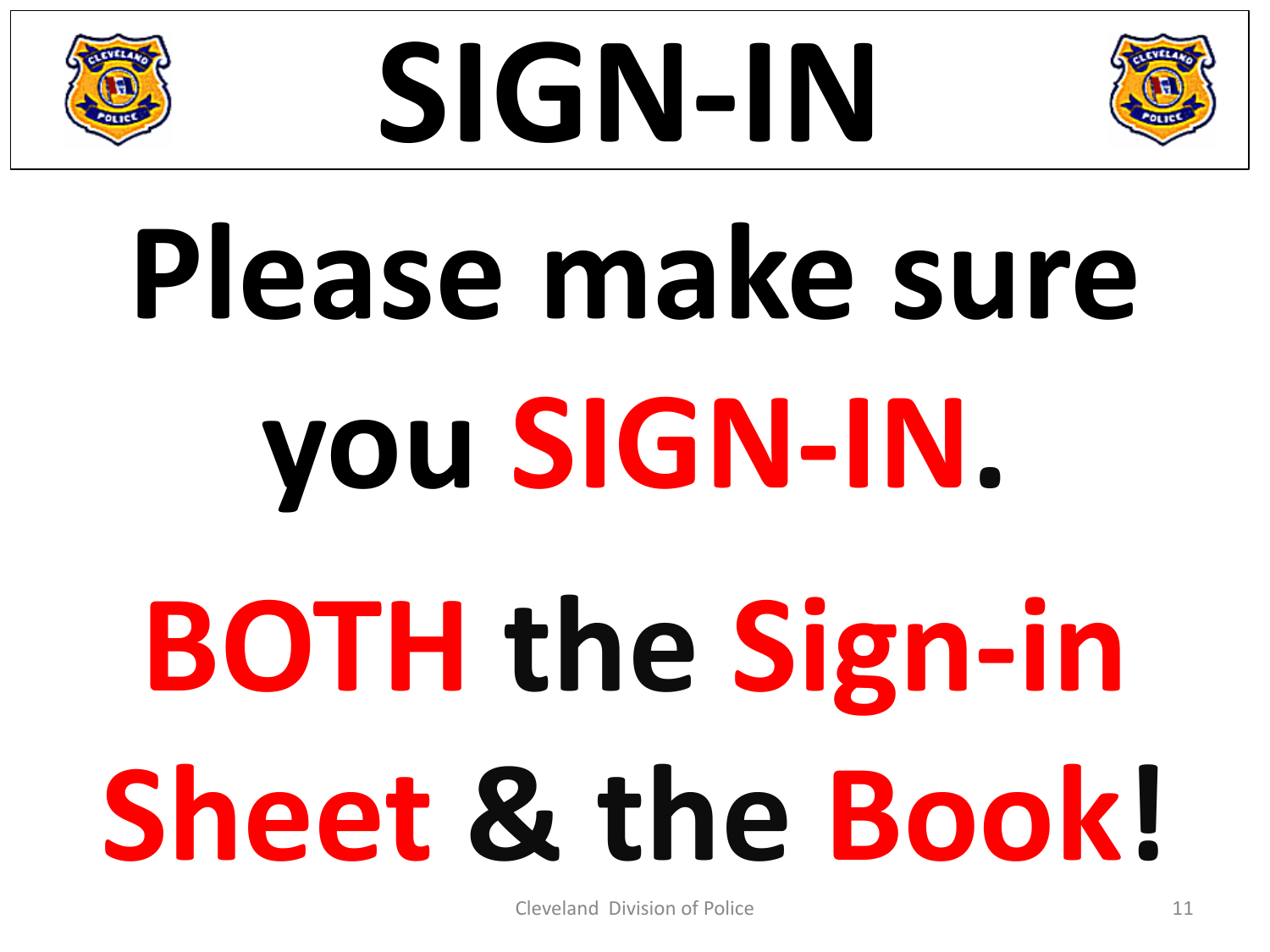# SIGN-IN

**Please make sure you SIGN-IN.**

**BOTH the Sign-in Sheet & the Book!**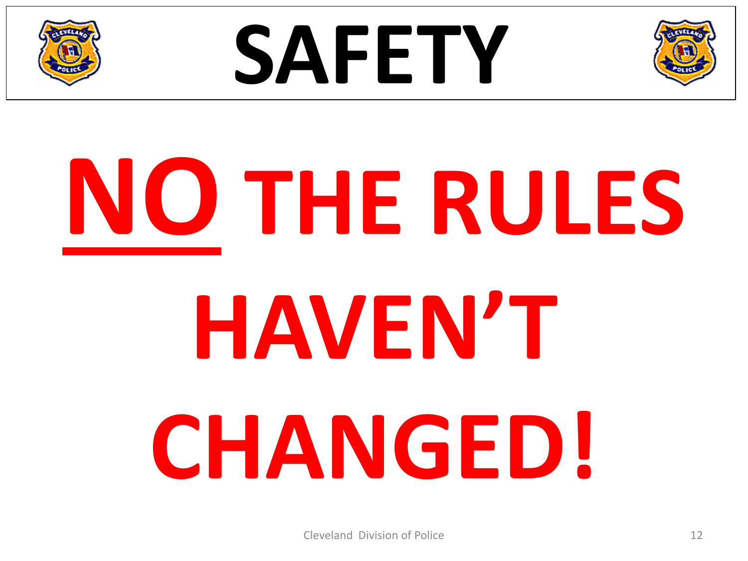# SAFETY

**NO THE RULES HAVEN'T CHANGED!**

Cleveland Division of Police